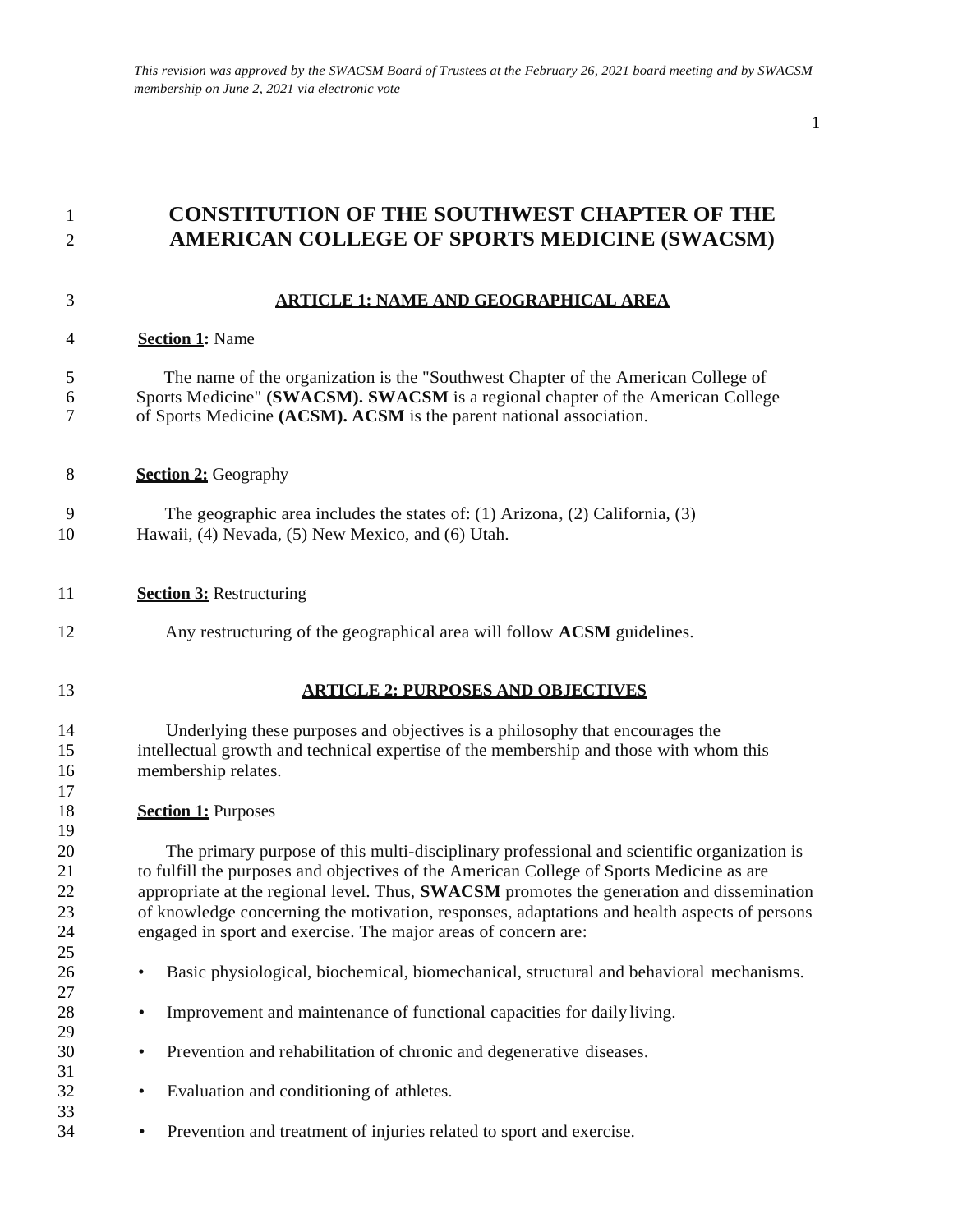*This revision was approved by the SWACSM Board of Trustees at the February 26, 2021 board meeting and by SWACSM membership on June 2, 2021 via electronic vote*

# CONSTITUTION OF THE SOUTHWEST CHAPTER OF THE AMERICAN COLLEGE OF SPORTS MEDICINE (SWACSM)

## ARTICLE 1: NAME AND GEOGRAPHICAL AREA

**Section 1:** Name

The name of the organization is the "Southwest Chapter of the American College of Sports Medicine" **(SWACSM). SWACSM** is a regional chapter of the American College of Sports Medicine **(ACSM). ACSM** is the parent national association.

**Section 2:** Geography

The geographic area includes the states of: (1) Arizona, (2) California, (3) Hawaii, (4) Nevada, (5) New Mexico, and (6) Utah.

**Section 3:** Restructuring

Any restructuring of the geographical area will follow **ACSM** guidelines.

## ARTICLE 2: PURPOSES AND OBJECTIVES

Underlying these purposes and objectives is a philosophy that encourages the intellectual growth and technical expertise of the membership and those with whom this membership relates.

**Section 1:** Purposes

The primary purpose of this multi-disciplinary professional and scientific organization is to fulfill the purposes and objectives of the American College of Sports Medicine as are appropriate at the regional level. Thus, **SWACSM** promotes the generation and dissemination of knowledge concerning the motivation, responses, adaptations and health aspects of persons engaged in sport and exercise. The major areas of concern are:

- Basic physiological, biochemical, biomechanical, structural and behavioral mechanisms.
- Improvement and maintenance of functional capacities for daily living.
- Prevention and rehabilitation of chronic and degenerative diseases.
- Evaluation and conditioning of athletes.
- Prevention and treatment of injuries related to sport and exercise.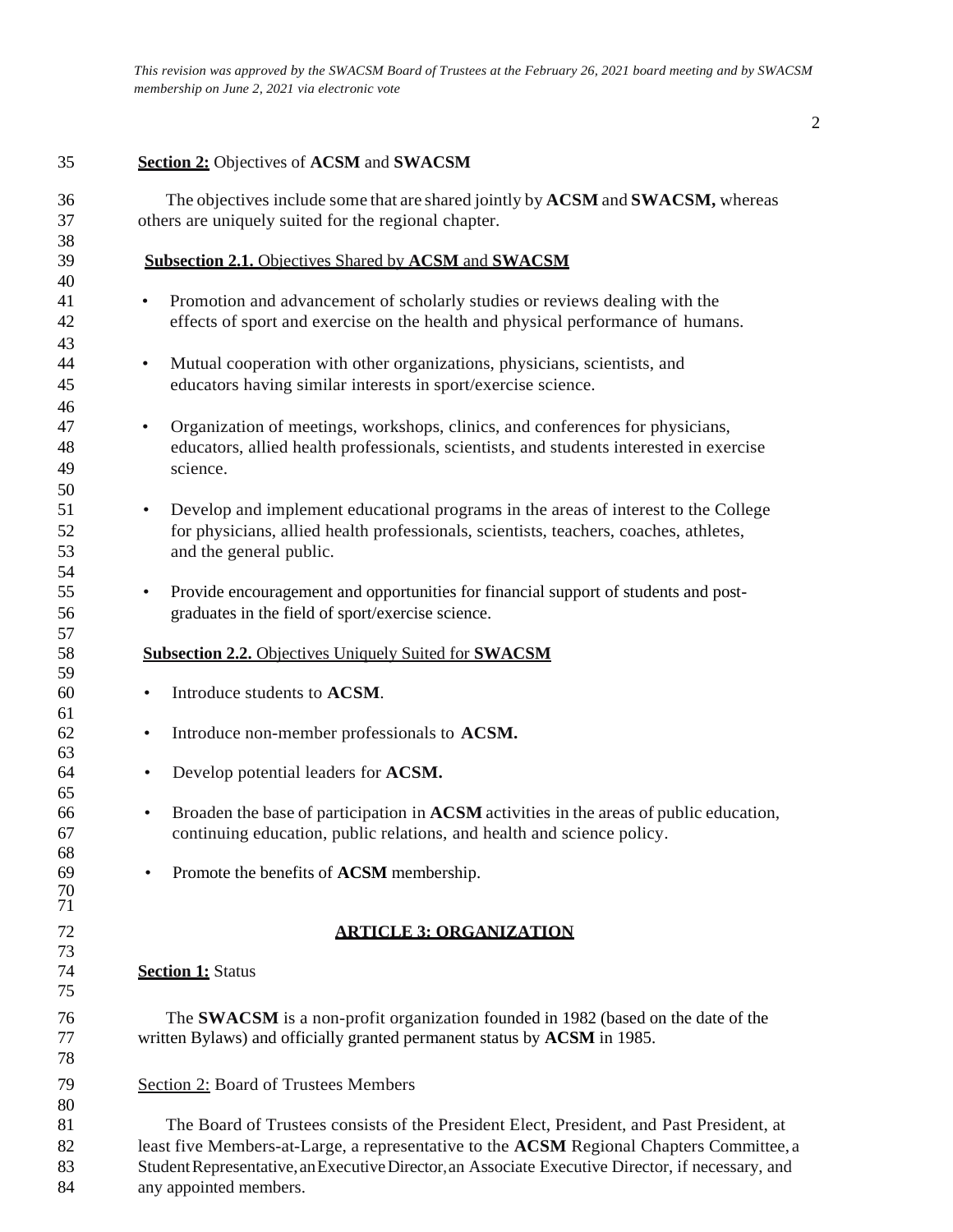**Section 2:** Objectives of **ACSM** and **SWACSM**

The objectives include some that are shared jointly by **ACSM** and **SWACSM,** whereas others are uniquely suited for the regional chapter.

**Subsection 2.1.** Objectives Shared by **ACSM** and **SWACSM**

- Promotion and advancement of scholarly studies or reviews dealing with the effects of sport and exercise on the health and physical performance of humans.

- Mutual cooperation with other organizations, physicians, scientists, and educators having similar interests in sport/exercise science.

- Organization of meetings, workshops, clinics, and conferences for physicians, educators, allied health professionals, scientists, and students interested in exercise science.

- Develop and implement educational programs in the areas of interest to the College for physicians, allied health professionals, scientists, teachers, coaches, athletes, and the general public.

- Provide encouragement and opportunities for financial support of students and post-graduates in the field of sport/exercise science.

**Subsection 2.2.** Objectives Uniquely Suited for **SWACSM**

- Introduce students to **ACSM**.

- Introduce non-member professionals to **ACSM.**

- Develop potential leaders for **ACSM.**

- Broaden the base of participation in **ACSM** activities in the areas of public education, continuing education, public relations, and health and science policy.

- Promote the benefits of **ACSM** membership.

## ARTICLE 3: ORGANIZATION

**Section 1:** Status

The **SWACSM** is a non-profit organization founded in 1982 (based on the date of the written Bylaws) and officially granted permanent status by **ACSM** in 1985.

Section 2: Board of Trustees Members

The Board of Trustees consists of the President Elect, President, and Past President, at least five Members-at-Large, a representative to the **ACSM** Regional Chapters Committee, a Student Representative, an Executive Director, an Associate Executive Director, if necessary, and any appointed members.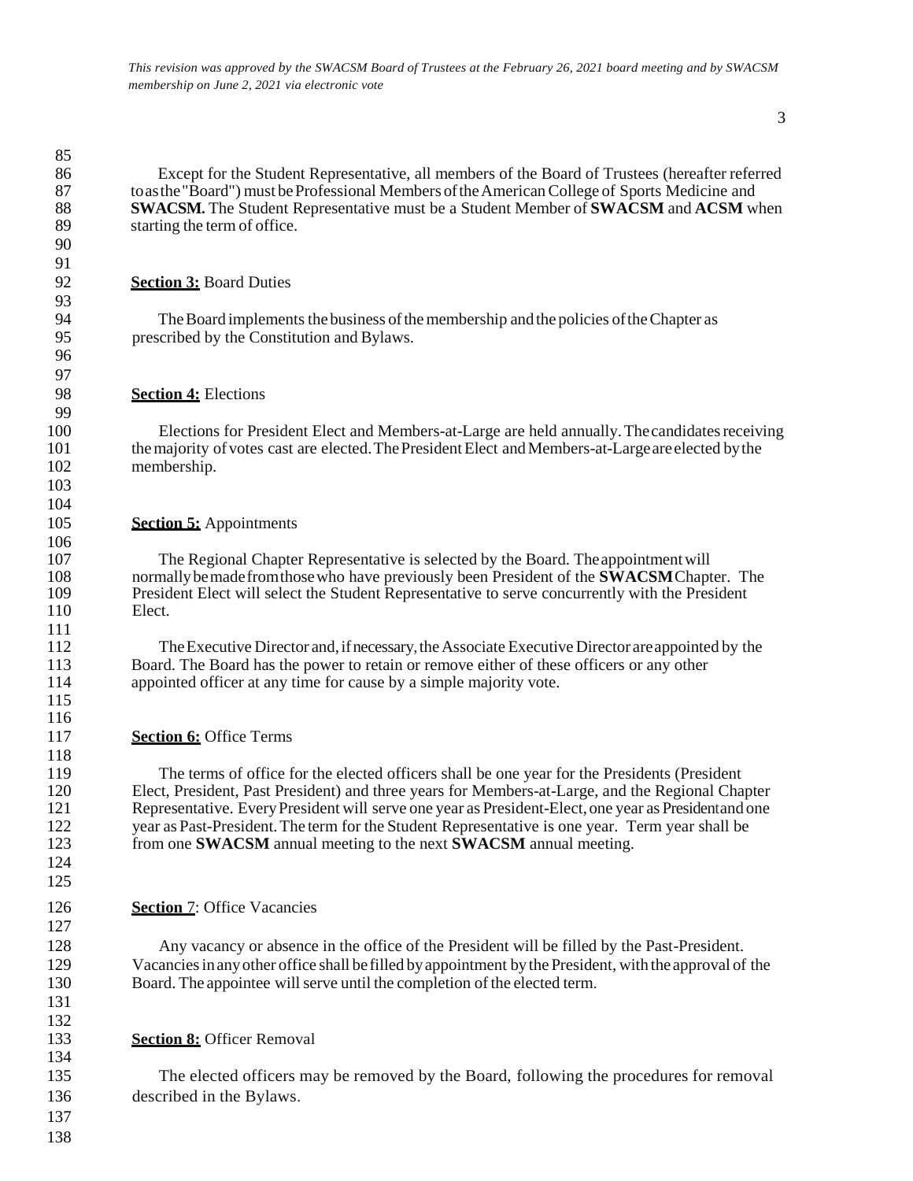*This revision was approved by the SWACSM Board of Trustees at the February 26, 2021 board meeting and by SWACSM membership on June 2, 2021 via electronic vote*

Except for the Student Representative, all members of the Board of Trustees (hereafter referred to as the "Board") must be Professional Members of the American College of Sports Medicine and **SWACSM.** The Student Representative must be a Student Member of **SWACSM** and **ACSM** when starting the term of office.

**Section 3:** Board Duties

The Board implements the business of the membership and the policies of the Chapter as prescribed by the Constitution and Bylaws.

**Section 4:** Elections

Elections for President Elect and Members-at-Large are held annually. The candidates receiving the majority of votes cast are elected. The President Elect and Members-at-Large are elected by the membership.

**Section 5:** Appointments

The Regional Chapter Representative is selected by the Board. The appointment will normally be made from those who have previously been President of the **SWACSM** Chapter. The President Elect will select the Student Representative to serve concurrently with the President Elect.

The Executive Director and, if necessary, the Associate Executive Director are appointed by the Board. The Board has the power to retain or remove either of these officers or any other appointed officer at any time for cause by a simple majority vote.

**Section 6:** Office Terms

The terms of office for the elected officers shall be one year for the Presidents (President Elect, President, Past President) and three years for Members-at-Large, and the Regional Chapter Representative. Every President will serve one year as President-Elect, one year as Presidentand one year as Past-President. The term for the Student Representative is one year. Term year shall be from one **SWACSM** annual meeting to the next **SWACSM** annual meeting.

**Section** 7: Office Vacancies

Any vacancy or absence in the office of the President will be filled by the Past-President. Vacancies in any other office shall be filled by appointment by the President, with the approval of the Board. The appointee will serve until the completion of the elected term.

**Section 8:** Officer Removal

The elected officers may be removed by the Board, following the procedures for removal described in the Bylaws.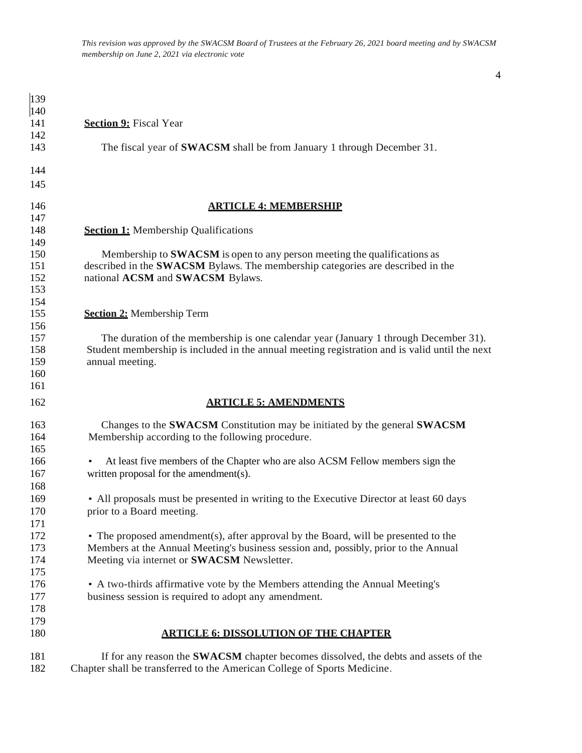**Section 9:** Fiscal Year

The fiscal year of **SWACSM** shall be from January 1 through December 31.

## ARTICLE 4: MEMBERSHIP

**Section 1:** Membership Qualifications

Membership to **SWACSM** is open to any person meeting the qualifications as described in the **SWACSM** Bylaws. The membership categories are described in the national **ACSM** and **SWACSM** Bylaws.

**Section 2:** Membership Term

The duration of the membership is one calendar year (January 1 through December 31). Student membership is included in the annual meeting registration and is valid until the next annual meeting.

## ARTICLE 5: AMENDMENTS

Changes to the **SWACSM** Constitution may be initiated by the general **SWACSM** Membership according to the following procedure.

- At least five members of the Chapter who are also ACSM Fellow members sign the written proposal for the amendment(s).

- All proposals must be presented in writing to the Executive Director at least 60 days prior to a Board meeting.

- The proposed amendment(s), after approval by the Board, will be presented to the Members at the Annual Meeting's business session and, possibly, prior to the Annual Meeting via internet or **SWACSM** Newsletter.

- A two-thirds affirmative vote by the Members attending the Annual Meeting's business session is required to adopt any amendment.

## ARTICLE 6: DISSOLUTION OF THE CHAPTER

If for any reason the **SWACSM** chapter becomes dissolved, the debts and assets of the Chapter shall be transferred to the American College of Sports Medicine.